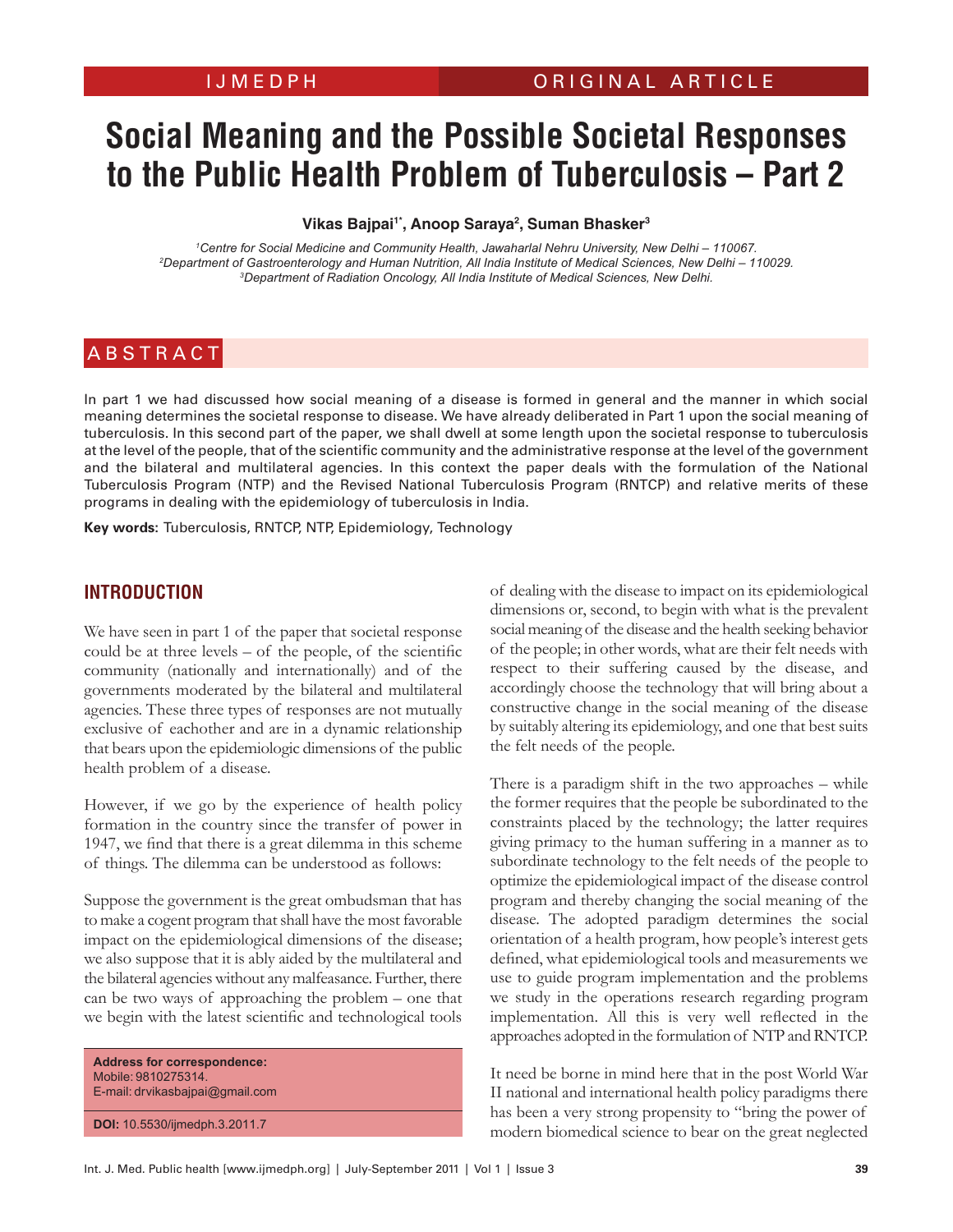IJMEDPH ORIGINAL ARTICLE

# Social Meaning and the Possible Societal Responses to the Public Health Problem of Tuberculosis – Part 2

**Vikas Bajpai[1*], Anoop Saraya[2], Suman Bhasker[3]**

*[1]Centre for Social Medicine and Community Health, Jawaharlal Nehru University, New Delhi – 110067.*
*[2]Department of Gastroenterology and Human Nutrition, All India Institute of Medical Sciences, New Delhi – 110029.*
*[3]Department of Radiation Oncology, All India Institute of Medical Sciences, New Delhi.*

## ABSTRACT

In part 1 we had discussed how social meaning of a disease is formed in general and the manner in which social meaning determines the societal response to disease. We have already deliberated in Part 1 upon the social meaning of tuberculosis. In this second part of the paper, we shall dwell at some length upon the societal response to tuberculosis at the level of the people, that of the scientific community and the administrative response at the level of the government and the bilateral and multilateral agencies. In this context the paper deals with the formulation of the National Tuberculosis Program (NTP) and the Revised National Tuberculosis Program (RNTCP) and relative merits of these programs in dealing with the epidemiology of tuberculosis in India.

**Key words**: Tuberculosis, RNTCP, NTP, Epidemiology, Technology

## INTRODUCTION

We have seen in part 1 of the paper that societal response could be at three levels – of the people, of the scientific community (nationally and internationally) and of the governments moderated by the bilateral and multilateral agencies. These three types of responses are not mutually exclusive of eachother and are in a dynamic relationship that bears upon the epidemiologic dimensions of the public health problem of a disease.

However, if we go by the experience of health policy formation in the country since the transfer of power in 1947, we find that there is a great dilemma in this scheme of things. The dilemma can be understood as follows:

Suppose the government is the great ombudsman that has to make a cogent program that shall have the most favorable impact on the epidemiological dimensions of the disease; we also suppose that it is ably aided by the multilateral and the bilateral agencies without any malfeasance. Further, there can be two ways of approaching the problem – one that we begin with the latest scientific and technological tools of dealing with the disease to impact on its epidemiological dimensions or, second, to begin with what is the prevalent social meaning of the disease and the health seeking behavior of the people; in other words, what are their felt needs with respect to their suffering caused by the disease, and accordingly choose the technology that will bring about a constructive change in the social meaning of the disease by suitably altering its epidemiology, and one that best suits the felt needs of the people.

There is a paradigm shift in the two approaches – while the former requires that the people be subordinated to the constraints placed by the technology; the latter requires giving primacy to the human suffering in a manner as to subordinate technology to the felt needs of the people to optimize the epidemiological impact of the disease control program and thereby changing the social meaning of the disease. The adopted paradigm determines the social orientation of a health program, how people's interest gets defined, what epidemiological tools and measurements we use to guide program implementation and the problems we study in the operations research regarding program implementation. All this is very well reflected in the approaches adopted in the formulation of NTP and RNTCP.

It need be borne in mind here that in the post World War II national and international health policy paradigms there has been a very strong propensity to "bring the power of modern biomedical science to bear on the great neglected

**Address for correspondence:**
Mobile: 9810275314.
E-mail: drvikasbajpai@gmail.com

**DOI:** 10.5530/ijmedph.3.2011.7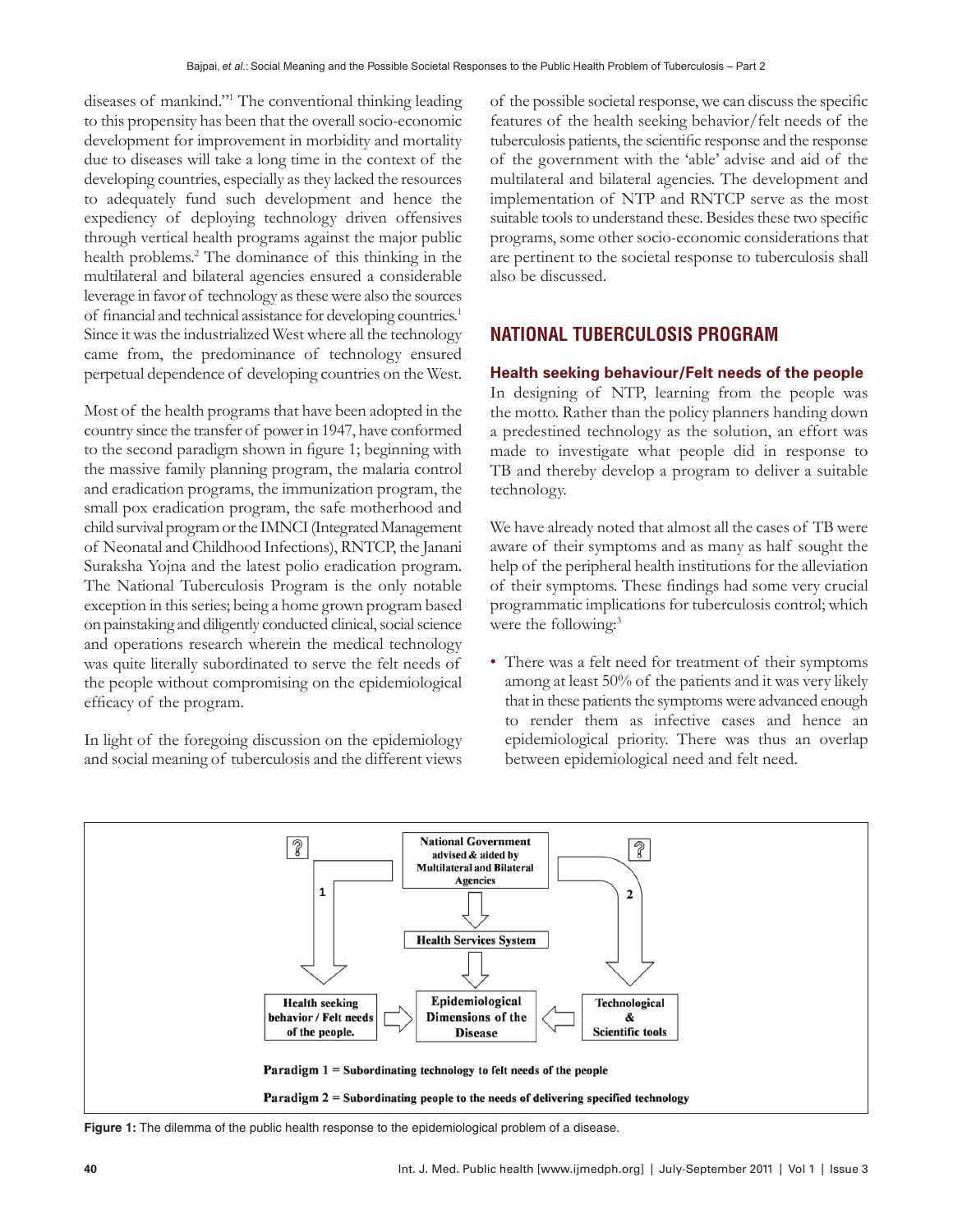diseases of mankind."[1] The conventional thinking leading to this propensity has been that the overall socio-economic development for improvement in morbidity and mortality due to diseases will take a long time in the context of the developing countries, especially as they lacked the resources to adequately fund such development and hence the expediency of deploying technology driven offensives through vertical health programs against the major public health problems.[2] The dominance of this thinking in the multilateral and bilateral agencies ensured a considerable leverage in favor of technology as these were also the sources of financial and technical assistance for developing countries.[1] Since it was the industrialized West where all the technology came from, the predominance of technology ensured perpetual dependence of developing countries on the West.

Most of the health programs that have been adopted in the country since the transfer of power in 1947, have conformed to the second paradigm shown in figure 1; beginning with the massive family planning program, the malaria control and eradication programs, the immunization program, the small pox eradication program, the safe motherhood and child survival program or the IMNCI (Integrated Management of Neonatal and Childhood Infections), RNTCP, the Janani Suraksha Yojna and the latest polio eradication program. The National Tuberculosis Program is the only notable exception in this series; being a home grown program based on painstaking and diligently conducted clinical, social science and operations research wherein the medical technology was quite literally subordinated to serve the felt needs of the people without compromising on the epidemiological efficacy of the program.

In light of the foregoing discussion on the epidemiology and social meaning of tuberculosis and the different views of the possible societal response, we can discuss the specific features of the health seeking behavior/felt needs of the tuberculosis patients, the scientific response and the response of the government with the 'able' advise and aid of the multilateral and bilateral agencies. The development and implementation of NTP and RNTCP serve as the most suitable tools to understand these. Besides these two specific programs, some other socio-economic considerations that are pertinent to the societal response to tuberculosis shall also be discussed.

## NATIONAL TUBERCULOSIS PROGRAM

### Health seeking behaviour/Felt needs of the people

In designing of NTP, learning from the people was the motto. Rather than the policy planners handing down a predestined technology as the solution, an effort was made to investigate what people did in response to TB and thereby develop a program to deliver a suitable technology.

We have already noted that almost all the cases of TB were aware of their symptoms and as many as half sought the help of the peripheral health institutions for the alleviation of their symptoms. These findings had some very crucial programmatic implications for tuberculosis control; which were the following:[3]

- There was a felt need for treatment of their symptoms among at least 50% of the patients and it was very likely that in these patients the symptoms were advanced enough to render them as infective cases and hence an epidemiological priority. There was thus an overlap between epidemiological need and felt need.

National Government advised & aided by Multilateral and Bilateral Agencies → Health Services System → Epidemiological Dimensions of the Disease

Health seeking behavior / Felt needs of the people → Epidemiological Dimensions of the Disease ← Technological & Scientific tools

Paradigm 1 = Subordinating technology to felt needs of the people

Paradigm 2 = Subordinating people to the needs of delivering specified technology

**Figure 1:** The dilemma of the public health response to the epidemiological problem of a disease.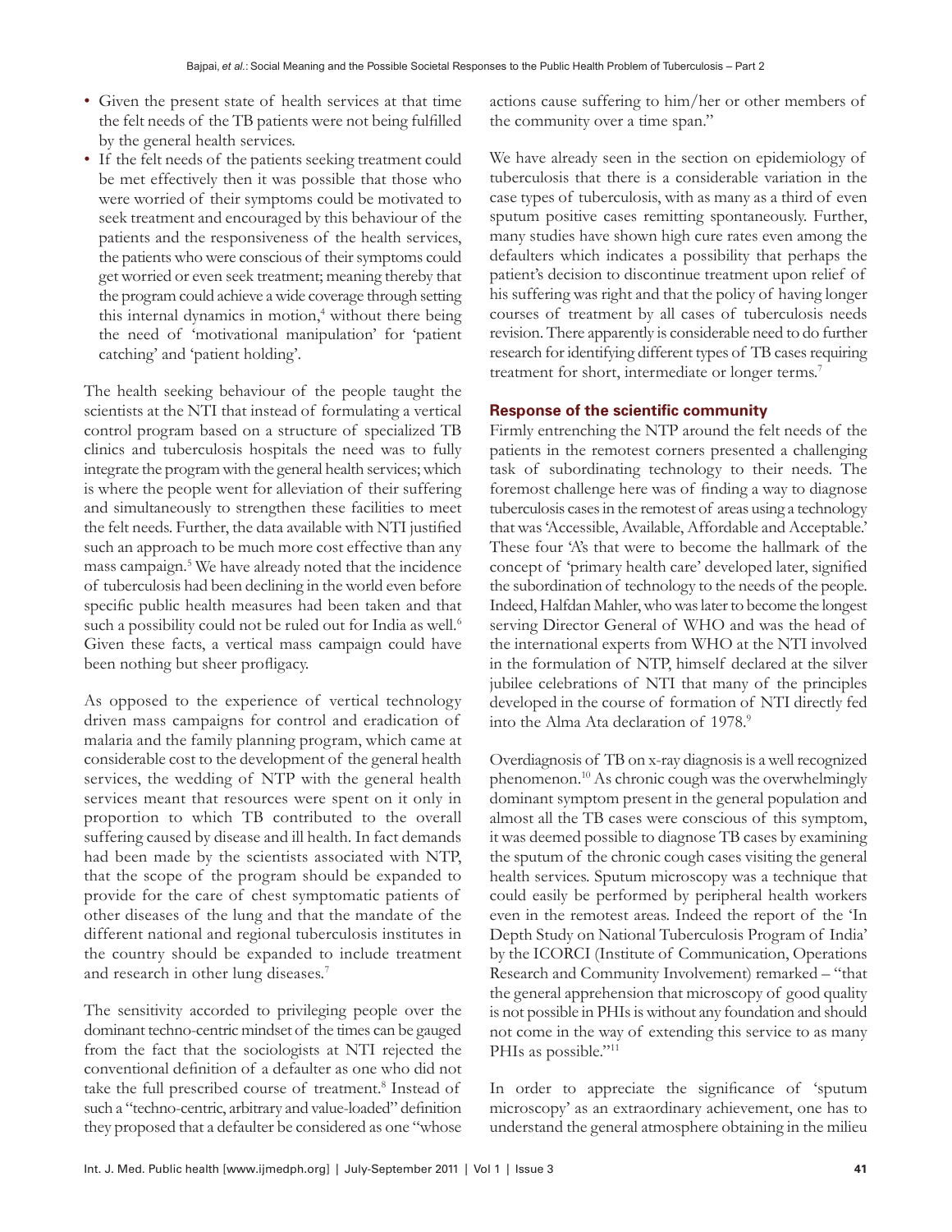- Given the present state of health services at that time the felt needs of the TB patients were not being fulfilled by the general health services.
- If the felt needs of the patients seeking treatment could be met effectively then it was possible that those who were worried of their symptoms could be motivated to seek treatment and encouraged by this behaviour of the patients and the responsiveness of the health services, the patients who were conscious of their symptoms could get worried or even seek treatment; meaning thereby that the program could achieve a wide coverage through setting this internal dynamics in motion,[4] without there being the need of 'motivational manipulation' for 'patient catching' and 'patient holding'.

The health seeking behaviour of the people taught the scientists at the NTI that instead of formulating a vertical control program based on a structure of specialized TB clinics and tuberculosis hospitals the need was to fully integrate the program with the general health services; which is where the people went for alleviation of their suffering and simultaneously to strengthen these facilities to meet the felt needs. Further, the data available with NTI justified such an approach to be much more cost effective than any mass campaign.[5] We have already noted that the incidence of tuberculosis had been declining in the world even before specific public health measures had been taken and that such a possibility could not be ruled out for India as well.[6] Given these facts, a vertical mass campaign could have been nothing but sheer profligacy.

As opposed to the experience of vertical technology driven mass campaigns for control and eradication of malaria and the family planning program, which came at considerable cost to the development of the general health services, the wedding of NTP with the general health services meant that resources were spent on it only in proportion to which TB contributed to the overall suffering caused by disease and ill health. In fact demands had been made by the scientists associated with NTP, that the scope of the program should be expanded to provide for the care of chest symptomatic patients of other diseases of the lung and that the mandate of the different national and regional tuberculosis institutes in the country should be expanded to include treatment and research in other lung diseases.[7]

The sensitivity accorded to privileging people over the dominant techno-centric mindset of the times can be gauged from the fact that the sociologists at NTI rejected the conventional definition of a defaulter as one who did not take the full prescribed course of treatment.[8] Instead of such a "techno-centric, arbitrary and value-loaded" definition they proposed that a defaulter be considered as one "whose actions cause suffering to him/her or other members of the community over a time span."

We have already seen in the section on epidemiology of tuberculosis that there is a considerable variation in the case types of tuberculosis, with as many as a third of even sputum positive cases remitting spontaneously. Further, many studies have shown high cure rates even among the defaulters which indicates a possibility that perhaps the patient's decision to discontinue treatment upon relief of his suffering was right and that the policy of having longer courses of treatment by all cases of tuberculosis needs revision. There apparently is considerable need to do further research for identifying different types of TB cases requiring treatment for short, intermediate or longer terms.[7]

## Response of the scientific community

Firmly entrenching the NTP around the felt needs of the patients in the remotest corners presented a challenging task of subordinating technology to their needs. The foremost challenge here was of finding a way to diagnose tuberculosis cases in the remotest of areas using a technology that was 'Accessible, Available, Affordable and Acceptable.' These four 'A's that were to become the hallmark of the concept of 'primary health care' developed later, signified the subordination of technology to the needs of the people. Indeed, Halfdan Mahler, who was later to become the longest serving Director General of WHO and was the head of the international experts from WHO at the NTI involved in the formulation of NTP, himself declared at the silver jubilee celebrations of NTI that many of the principles developed in the course of formation of NTI directly fed into the Alma Ata declaration of 1978.[9]

Overdiagnosis of TB on x-ray diagnosis is a well recognized phenomenon.[10] As chronic cough was the overwhelmingly dominant symptom present in the general population and almost all the TB cases were conscious of this symptom, it was deemed possible to diagnose TB cases by examining the sputum of the chronic cough cases visiting the general health services. Sputum microscopy was a technique that could easily be performed by peripheral health workers even in the remotest areas. Indeed the report of the 'In Depth Study on National Tuberculosis Program of India' by the ICORCI (Institute of Communication, Operations Research and Community Involvement) remarked – "that the general apprehension that microscopy of good quality is not possible in PHIs is without any foundation and should not come in the way of extending this service to as many PHIs as possible."[11]

In order to appreciate the significance of 'sputum microscopy' as an extraordinary achievement, one has to understand the general atmosphere obtaining in the milieu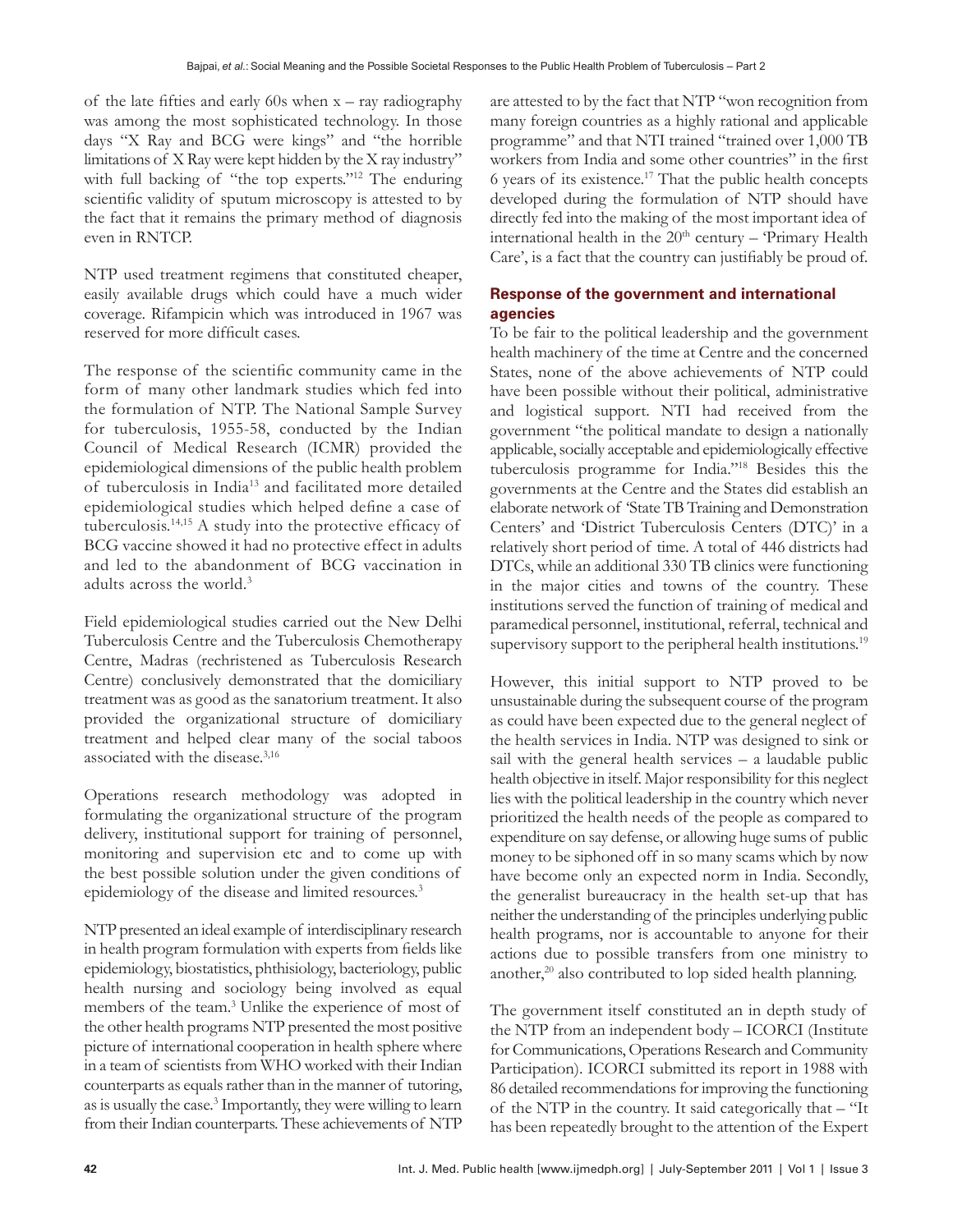of the late fifties and early 60s when x – ray radiography was among the most sophisticated technology. In those days "X Ray and BCG were kings" and "the horrible limitations of X Ray were kept hidden by the X ray industry" with full backing of "the top experts."[12] The enduring scientific validity of sputum microscopy is attested to by the fact that it remains the primary method of diagnosis even in RNTCP.

NTP used treatment regimens that constituted cheaper, easily available drugs which could have a much wider coverage. Rifampicin which was introduced in 1967 was reserved for more difficult cases.

The response of the scientific community came in the form of many other landmark studies which fed into the formulation of NTP. The National Sample Survey for tuberculosis, 1955-58, conducted by the Indian Council of Medical Research (ICMR) provided the epidemiological dimensions of the public health problem of tuberculosis in India[13] and facilitated more detailed epidemiological studies which helped define a case of tuberculosis.[14,15] A study into the protective efficacy of BCG vaccine showed it had no protective effect in adults and led to the abandonment of BCG vaccination in adults across the world.[3]

Field epidemiological studies carried out the New Delhi Tuberculosis Centre and the Tuberculosis Chemotherapy Centre, Madras (rechristened as Tuberculosis Research Centre) conclusively demonstrated that the domiciliary treatment was as good as the sanatorium treatment. It also provided the organizational structure of domiciliary treatment and helped clear many of the social taboos associated with the disease.[3,16]

Operations research methodology was adopted in formulating the organizational structure of the program delivery, institutional support for training of personnel, monitoring and supervision etc and to come up with the best possible solution under the given conditions of epidemiology of the disease and limited resources.[3]

NTP presented an ideal example of interdisciplinary research in health program formulation with experts from fields like epidemiology, biostatistics, phthisiology, bacteriology, public health nursing and sociology being involved as equal members of the team.[3] Unlike the experience of most of the other health programs NTP presented the most positive picture of international cooperation in health sphere where in a team of scientists from WHO worked with their Indian counterparts as equals rather than in the manner of tutoring, as is usually the case.[3] Importantly, they were willing to learn from their Indian counterparts. These achievements of NTP are attested to by the fact that NTP "won recognition from many foreign countries as a highly rational and applicable programme" and that NTI trained "trained over 1,000 TB workers from India and some other countries" in the first 6 years of its existence.[17] That the public health concepts developed during the formulation of NTP should have directly fed into the making of the most important idea of international health in the 20th century – 'Primary Health Care', is a fact that the country can justifiably be proud of.

### Response of the government and international agencies

To be fair to the political leadership and the government health machinery of the time at Centre and the concerned States, none of the above achievements of NTP could have been possible without their political, administrative and logistical support. NTI had received from the government "the political mandate to design a nationally applicable, socially acceptable and epidemiologically effective tuberculosis programme for India."[18] Besides this the governments at the Centre and the States did establish an elaborate network of 'State TB Training and Demonstration Centers' and 'District Tuberculosis Centers (DTC)' in a relatively short period of time. A total of 446 districts had DTCs, while an additional 330 TB clinics were functioning in the major cities and towns of the country. These institutions served the function of training of medical and paramedical personnel, institutional, referral, technical and supervisory support to the peripheral health institutions.[19]

However, this initial support to NTP proved to be unsustainable during the subsequent course of the program as could have been expected due to the general neglect of the health services in India. NTP was designed to sink or sail with the general health services – a laudable public health objective in itself. Major responsibility for this neglect lies with the political leadership in the country which never prioritized the health needs of the people as compared to expenditure on say defense, or allowing huge sums of public money to be siphoned off in so many scams which by now have become only an expected norm in India. Secondly, the generalist bureaucracy in the health set-up that has neither the understanding of the principles underlying public health programs, nor is accountable to anyone for their actions due to possible transfers from one ministry to another,[20] also contributed to lop sided health planning.

The government itself constituted an in depth study of the NTP from an independent body – ICORCI (Institute for Communications, Operations Research and Community Participation). ICORCI submitted its report in 1988 with 86 detailed recommendations for improving the functioning of the NTP in the country. It said categorically that – "It has been repeatedly brought to the attention of the Expert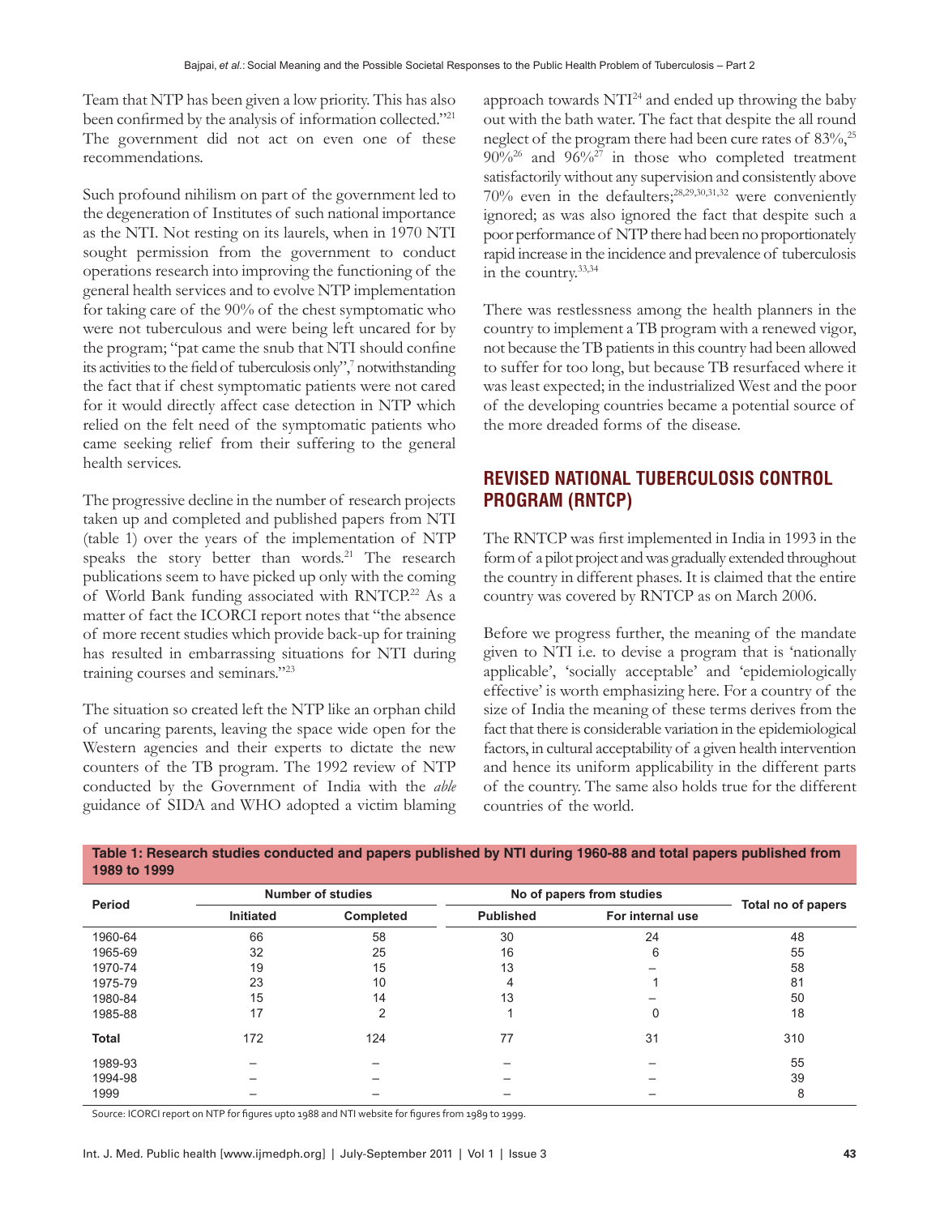Team that NTP has been given a low priority. This has also been confirmed by the analysis of information collected."[21] The government did not act on even one of these recommendations.

Such profound nihilism on part of the government led to the degeneration of Institutes of such national importance as the NTI. Not resting on its laurels, when in 1970 NTI sought permission from the government to conduct operations research into improving the functioning of the general health services and to evolve NTP implementation for taking care of the 90% of the chest symptomatic who were not tuberculous and were being left uncared for by the program; "pat came the snub that NTI should confine its activities to the field of tuberculosis only",[7] notwithstanding the fact that if chest symptomatic patients were not cared for it would directly affect case detection in NTP which relied on the felt need of the symptomatic patients who came seeking relief from their suffering to the general health services.

The progressive decline in the number of research projects taken up and completed and published papers from NTI (table 1) over the years of the implementation of NTP speaks the story better than words.[21] The research publications seem to have picked up only with the coming of World Bank funding associated with RNTCP.[22] As a matter of fact the ICORCI report notes that "the absence of more recent studies which provide back-up for training has resulted in embarrassing situations for NTI during training courses and seminars."[23]

The situation so created left the NTP like an orphan child of uncaring parents, leaving the space wide open for the Western agencies and their experts to dictate the new counters of the TB program. The 1992 review of NTP conducted by the Government of India with the *able* guidance of SIDA and WHO adopted a victim blaming approach towards NTI[24] and ended up throwing the baby out with the bath water. The fact that despite the all round neglect of the program there had been cure rates of 83%,[25] 90%[26] and 96%[27] in those who completed treatment satisfactorily without any supervision and consistently above 70% even in the defaulters;[28,29,30,31,32] were conveniently ignored; as was also ignored the fact that despite such a poor performance of NTP there had been no proportionately rapid increase in the incidence and prevalence of tuberculosis in the country.[33,34]

There was restlessness among the health planners in the country to implement a TB program with a renewed vigor, not because the TB patients in this country had been allowed to suffer for too long, but because TB resurfaced where it was least expected; in the industrialized West and the poor of the developing countries became a potential source of the more dreaded forms of the disease.

## REVISED NATIONAL TUBERCULOSIS CONTROL PROGRAM (RNTCP)

The RNTCP was first implemented in India in 1993 in the form of a pilot project and was gradually extended throughout the country in different phases. It is claimed that the entire country was covered by RNTCP as on March 2006.

Before we progress further, the meaning of the mandate given to NTI i.e. to devise a program that is 'nationally applicable', 'socially acceptable' and 'epidemiologically effective' is worth emphasizing here. For a country of the size of India the meaning of these terms derives from the fact that there is considerable variation in the epidemiological factors, in cultural acceptability of a given health intervention and hence its uniform applicability in the different parts of the country. The same also holds true for the different countries of the world.

**Table 1: Research studies conducted and papers published by NTI during 1960-88 and total papers published from 1989 to 1999**

| Period | Number of studies | | No of papers from studies | | Total no of papers |
|---|---|---|---|---|---|
| | Initiated | Completed | Published | For internal use | |
| 1960-64 | 66 | 58 | 30 | 24 | 48 |
| 1965-69 | 32 | 25 | 16 | 6 | 55 |
| 1970-74 | 19 | 15 | 13 | – | 58 |
| 1975-79 | 23 | 10 | 4 | 1 | 81 |
| 1980-84 | 15 | 14 | 13 | – | 50 |
| 1985-88 | 17 | 2 | 1 | 0 | 18 |
| **Total** | 172 | 124 | 77 | 31 | 310 |
| 1989-93 | – | – | – | – | 55 |
| 1994-98 | – | – | – | – | 39 |
| 1999 | – | – | – | – | 8 |

Source: ICORCI report on NTP for figures upto 1988 and NTI website for figures from 1989 to 1999.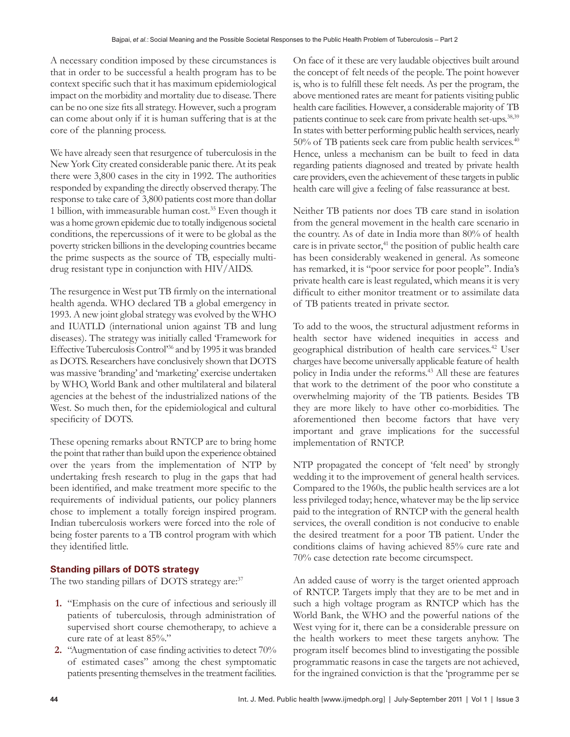A necessary condition imposed by these circumstances is that in order to be successful a health program has to be context specific such that it has maximum epidemiological impact on the morbidity and mortality due to disease. There can be no one size fits all strategy. However, such a program can come about only if it is human suffering that is at the core of the planning process.

We have already seen that resurgence of tuberculosis in the New York City created considerable panic there. At its peak there were 3,800 cases in the city in 1992. The authorities responded by expanding the directly observed therapy. The response to take care of 3,800 patients cost more than dollar 1 billion, with immeasurable human cost.[35] Even though it was a home grown epidemic due to totally indigenous societal conditions, the repercussions of it were to be global as the poverty stricken billions in the developing countries became the prime suspects as the source of TB, especially multi-drug resistant type in conjunction with HIV/AIDS.

The resurgence in West put TB firmly on the international health agenda. WHO declared TB a global emergency in 1993. A new joint global strategy was evolved by the WHO and IUATLD (international union against TB and lung diseases). The strategy was initially called 'Framework for Effective Tuberculosis Control'[36] and by 1995 it was branded as DOTS. Researchers have conclusively shown that DOTS was massive 'branding' and 'marketing' exercise undertaken by WHO, World Bank and other multilateral and bilateral agencies at the behest of the industrialized nations of the West. So much then, for the epidemiological and cultural specificity of DOTS.

These opening remarks about RNTCP are to bring home the point that rather than build upon the experience obtained over the years from the implementation of NTP by undertaking fresh research to plug in the gaps that had been identified, and make treatment more specific to the requirements of individual patients, our policy planners chose to implement a totally foreign inspired program. Indian tuberculosis workers were forced into the role of being foster parents to a TB control program with which they identified little.

### Standing pillars of DOTS strategy

The two standing pillars of DOTS strategy are:[37]

1. "Emphasis on the cure of infectious and seriously ill patients of tuberculosis, through administration of supervised short course chemotherapy, to achieve a cure rate of at least 85%."
2. "Augmentation of case finding activities to detect 70% of estimated cases" among the chest symptomatic patients presenting themselves in the treatment facilities.

On face of it these are very laudable objectives built around the concept of felt needs of the people. The point however is, who is to fulfill these felt needs. As per the program, the above mentioned rates are meant for patients visiting public health care facilities. However, a considerable majority of TB patients continue to seek care from private health set-ups.[38,39] In states with better performing public health services, nearly 50% of TB patients seek care from public health services.[40] Hence, unless a mechanism can be built to feed in data regarding patients diagnosed and treated by private health care providers, even the achievement of these targets in public health care will give a feeling of false reassurance at best.

Neither TB patients nor does TB care stand in isolation from the general movement in the health care scenario in the country. As of date in India more than 80% of health care is in private sector,[41] the position of public health care has been considerably weakened in general. As someone has remarked, it is "poor service for poor people". India's private health care is least regulated, which means it is very difficult to either monitor treatment or to assimilate data of TB patients treated in private sector.

To add to the woos, the structural adjustment reforms in health sector have widened inequities in access and geographical distribution of health care services.[42] User charges have become universally applicable feature of health policy in India under the reforms.[43] All these are features that work to the detriment of the poor who constitute a overwhelming majority of the TB patients. Besides TB they are more likely to have other co-morbidities. The aforementioned then become factors that have very important and grave implications for the successful implementation of RNTCP.

NTP propagated the concept of 'felt need' by strongly wedding it to the improvement of general health services. Compared to the 1960s, the public health services are a lot less privileged today; hence, whatever may be the lip service paid to the integration of RNTCP with the general health services, the overall condition is not conducive to enable the desired treatment for a poor TB patient. Under the conditions claims of having achieved 85% cure rate and 70% case detection rate become circumspect.

An added cause of worry is the target oriented approach of RNTCP. Targets imply that they are to be met and in such a high voltage program as RNTCP which has the World Bank, the WHO and the powerful nations of the West vying for it, there can be a considerable pressure on the health workers to meet these targets anyhow. The program itself becomes blind to investigating the possible programmatic reasons in case the targets are not achieved, for the ingrained conviction is that the 'programme per se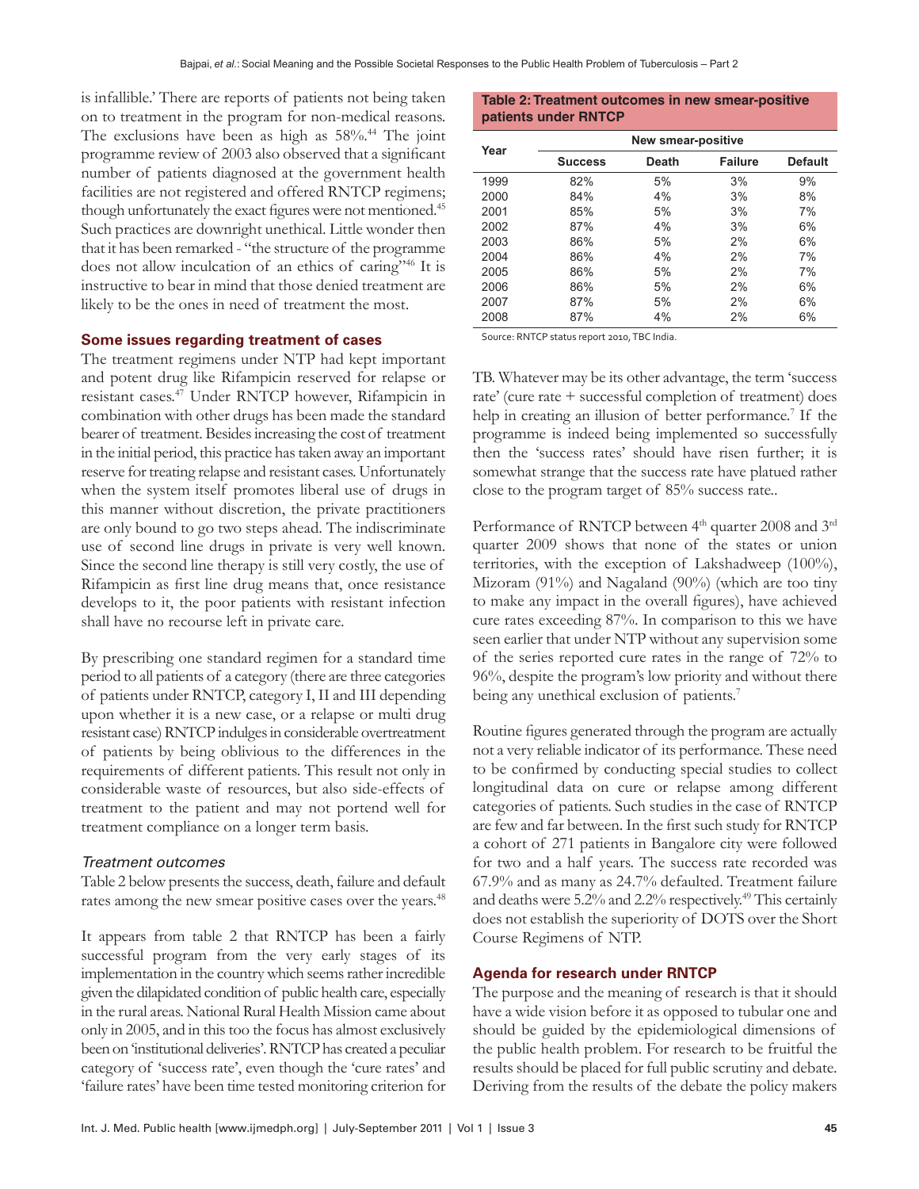is infallible.' There are reports of patients not being taken on to treatment in the program for non-medical reasons. The exclusions have been as high as 58%.[44] The joint programme review of 2003 also observed that a significant number of patients diagnosed at the government health facilities are not registered and offered RNTCP regimens; though unfortunately the exact figures were not mentioned.[45] Such practices are downright unethical. Little wonder then that it has been remarked - "the structure of the programme does not allow inculcation of an ethics of caring"[46] It is instructive to bear in mind that those denied treatment are likely to be the ones in need of treatment the most.

## Some issues regarding treatment of cases

The treatment regimens under NTP had kept important and potent drug like Rifampicin reserved for relapse or resistant cases.[47] Under RNTCP however, Rifampicin in combination with other drugs has been made the standard bearer of treatment. Besides increasing the cost of treatment in the initial period, this practice has taken away an important reserve for treating relapse and resistant cases. Unfortunately when the system itself promotes liberal use of drugs in this manner without discretion, the private practitioners are only bound to go two steps ahead. The indiscriminate use of second line drugs in private is very well known. Since the second line therapy is still very costly, the use of Rifampicin as first line drug means that, once resistance develops to it, the poor patients with resistant infection shall have no recourse left in private care.

By prescribing one standard regimen for a standard time period to all patients of a category (there are three categories of patients under RNTCP, category I, II and III depending upon whether it is a new case, or a relapse or multi drug resistant case) RNTCP indulges in considerable overtreatment of patients by being oblivious to the differences in the requirements of different patients. This result not only in considerable waste of resources, but also side-effects of treatment to the patient and may not portend well for treatment compliance on a longer term basis.

### *Treatment outcomes*

Table 2 below presents the success, death, failure and default rates among the new smear positive cases over the years.[48]

It appears from table 2 that RNTCP has been a fairly successful program from the very early stages of its implementation in the country which seems rather incredible given the dilapidated condition of public health care, especially in the rural areas. National Rural Health Mission came about only in 2005, and in this too the focus has almost exclusively been on 'institutional deliveries'. RNTCP has created a peculiar category of 'success rate', even though the 'cure rates' and 'failure rates' have been time tested monitoring criterion for TB. Whatever may be its other advantage, the term 'success rate' (cure rate + successful completion of treatment) does help in creating an illusion of better performance.[7] If the programme is indeed being implemented so successfully then the 'success rates' should have risen further; it is somewhat strange that the success rate have platued rather close to the program target of 85% success rate..

**Table 2: Treatment outcomes in new smear-positive patients under RNTCP**

| Year | New smear-positive | | | |
|---|---|---|---|---|
| | Success | Death | Failure | Default |
| 1999 | 82% | 5% | 3% | 9% |
| 2000 | 84% | 4% | 3% | 8% |
| 2001 | 85% | 5% | 3% | 7% |
| 2002 | 87% | 4% | 3% | 6% |
| 2003 | 86% | 5% | 2% | 6% |
| 2004 | 86% | 4% | 2% | 7% |
| 2005 | 86% | 5% | 2% | 7% |
| 2006 | 86% | 5% | 2% | 6% |
| 2007 | 87% | 5% | 2% | 6% |
| 2008 | 87% | 4% | 2% | 6% |

Source: RNTCP status report 2010, TBC India.

Performance of RNTCP between 4th quarter 2008 and 3rd quarter 2009 shows that none of the states or union territories, with the exception of Lakshadweep (100%), Mizoram (91%) and Nagaland (90%) (which are too tiny to make any impact in the overall figures), have achieved cure rates exceeding 87%. In comparison to this we have seen earlier that under NTP without any supervision some of the series reported cure rates in the range of 72% to 96%, despite the program's low priority and without there being any unethical exclusion of patients.[7]

Routine figures generated through the program are actually not a very reliable indicator of its performance. These need to be confirmed by conducting special studies to collect longitudinal data on cure or relapse among different categories of patients. Such studies in the case of RNTCP are few and far between. In the first such study for RNTCP a cohort of 271 patients in Bangalore city were followed for two and a half years. The success rate recorded was 67.9% and as many as 24.7% defaulted. Treatment failure and deaths were 5.2% and 2.2% respectively.[49] This certainly does not establish the superiority of DOTS over the Short Course Regimens of NTP.

## Agenda for research under RNTCP

The purpose and the meaning of research is that it should have a wide vision before it as opposed to tubular one and should be guided by the epidemiological dimensions of the public health problem. For research to be fruitful the results should be placed for full public scrutiny and debate. Deriving from the results of the debate the policy makers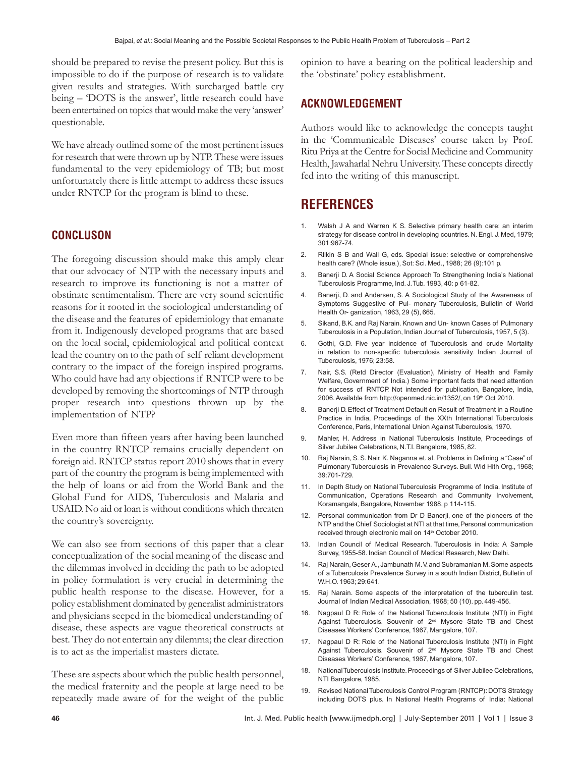should be prepared to revise the present policy. But this is impossible to do if the purpose of research is to validate given results and strategies. With surcharged battle cry being – 'DOTS is the answer', little research could have been entertained on topics that would make the very 'answer' questionable.

We have already outlined some of the most pertinent issues for research that were thrown up by NTP. These were issues fundamental to the very epidemiology of TB; but most unfortunately there is little attempt to address these issues under RNTCP for the program is blind to these.

## CONCLUSON

The foregoing discussion should make this amply clear that our advocacy of NTP with the necessary inputs and research to improve its functioning is not a matter of obstinate sentimentalism. There are very sound scientific reasons for it rooted in the sociological understanding of the disease and the features of epidemiology that emanate from it. Indigenously developed programs that are based on the local social, epidemiological and political context lead the country on to the path of self reliant development contrary to the impact of the foreign inspired programs. Who could have had any objections if RNTCP were to be developed by removing the shortcomings of NTP through proper research into questions thrown up by the implementation of NTP?

Even more than fifteen years after having been launched in the country RNTCP remains crucially dependent on foreign aid. RNTCP status report 2010 shows that in every part of the country the program is being implemented with the help of loans or aid from the World Bank and the Global Fund for AIDS, Tuberculosis and Malaria and USAID. No aid or loan is without conditions which threaten the country's sovereignty.

We can also see from sections of this paper that a clear conceptualization of the social meaning of the disease and the dilemmas involved in deciding the path to be adopted in policy formulation is very crucial in determining the public health response to the disease. However, for a policy establishment dominated by generalist administrators and physicians seeped in the biomedical understanding of disease, these aspects are vague theoretical constructs at best. They do not entertain any dilemma; the clear direction is to act as the imperialist masters dictate.

These are aspects about which the public health personnel, the medical fraternity and the people at large need to be repeatedly made aware of for the weight of the public opinion to have a bearing on the political leadership and the 'obstinate' policy establishment.

## ACKNOWLEDGEMENT

Authors would like to acknowledge the concepts taught in the 'Communicable Diseases' course taken by Prof. Ritu Priya at the Centre for Social Medicine and Community Health, Jawaharlal Nehru University. These concepts directly fed into the writing of this manuscript.

## REFERENCES

1. Walsh J A and Warren K S. Selective primary health care: an interim strategy for disease control in developing countries. N. Engl. J. Med, 1979; 301:967-74.
2. Rllkin S B and Wall G, eds. Special issue: selective or comprehensive health care? (Whole issue.), Sot: Sci. Med., 1988; 26 (9):101 p.
3. Banerji D. A Social Science Approach To Strengthening India's National Tuberculosis Programme, Ind. J. Tub. 1993, 40: p 61-82.
4. Banerji, D. and Andersen, S. A Sociological Study of the Awareness of Symptoms Suggestive of Pul- monary Tuberculosis, Bulletin of World Health Or- ganization, 1963, 29 (5), 665.
5. Sikand, B.K. and Raj Narain. Known and Un- known Cases of Pulmonary Tuberculosis in a Population, Indian Journal of Tuberculosis, 1957, 5 (3).
6. Gothi, G.D. Five year incidence of Tuberculosis and crude Mortality in relation to non-specific tuberculosis sensitivity. Indian Journal of Tuberculosis, 1976; 23:58.
7. Nair, S.S. (Retd Director (Evaluation), Ministry of Health and Family Welfare, Government of India.) Some important facts that need attention for success of RNTCP. Not intended for publication, Bangalore, India, 2006. Available from http://openmed.nic.in/1352/, on 19th Oct 2010.
8. Banerji D. Effect of Treatment Default on Result of Treatment in a Routine Practice in India, Proceedings of the XXth International Tuberculosis Conference, Paris, International Union Against Tuberculosis, 1970.
9. Mahler, H. Address in National Tuberculosis Institute, Proceedings of Silver Jubilee Celebrations, N.T.I. Bangalore, 1985, 82.
10. Raj Narain, S. S. Nair, K. Naganna et. al. Problems in Defining a "Case" of Pulmonary Tuberculosis in Prevalence Surveys. Bull. Wld Hlth Org., 1968; 39:701-729.
11. In Depth Study on National Tuberculosis Programme of India. Institute of Communication, Operations Research and Community Involvement, Koramangala, Bangalore, November 1988, p 114-115.
12. Personal communication from Dr D Banerji, one of the pioneers of the NTP and the Chief Sociologist at NTI at that time, Personal communication received through electronic mail on 14th October 2010.
13. Indian Council of Medical Research. Tuberculosis in India: A Sample Survey, 1955-58. Indian Council of Medical Research, New Delhi.
14. Raj Narain, Geser A., Jambunath M. V. and Subramanian M. Some aspects of a Tuberculosis Prevalence Survey in a south Indian District, Bulletin of W.H.O. 1963; 29:641.
15. Raj Narain. Some aspects of the interpretation of the tuberculin test. Journal of Indian Medical Association, 1968; 50 (10). pp. 449-456.
16. Nagpaul D R: Role of the National Tuberculosis Institute (NTI) in Fight Against Tuberculosis. Souvenir of 2nd Mysore State TB and Chest Diseases Workers' Conference, 1967, Mangalore, 107.
17. Nagpaul D R: Role of the National Tuberculosis Institute (NTI) in Fight Against Tuberculosis. Souvenir of 2nd Mysore State TB and Chest Diseases Workers' Conference, 1967, Mangalore, 107.
18. National Tuberculosis Institute. Proceedings of Silver Jubilee Celebrations, NTI Bangalore, 1985.
19. Revised National Tuberculosis Control Program (RNTCP): DOTS Strategy including DOTS plus. In National Health Programs of India: National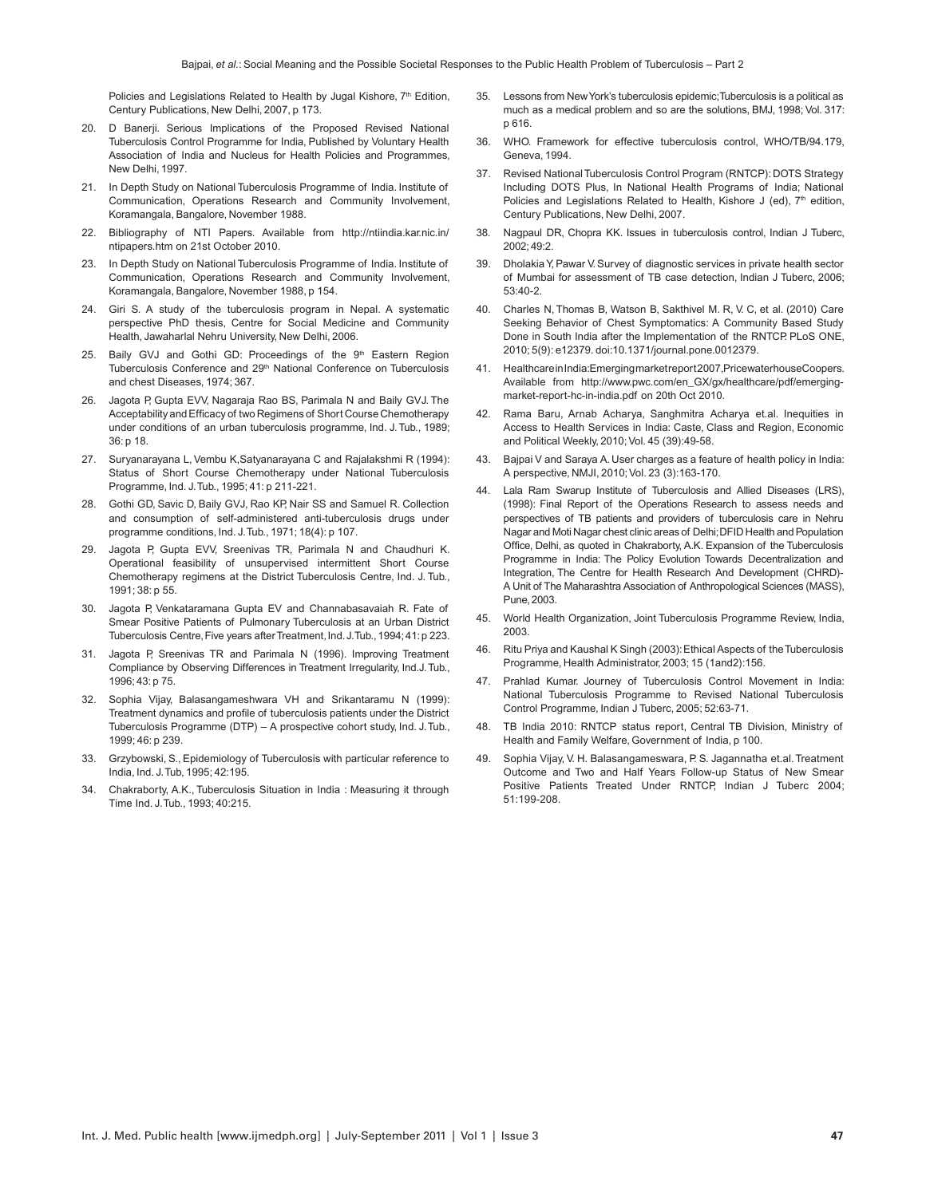Policies and Legislations Related to Health by Jugal Kishore, 7th Edition, Century Publications, New Delhi, 2007, p 173.

20. D Banerji. Serious Implications of the Proposed Revised National Tuberculosis Control Programme for India, Published by Voluntary Health Association of India and Nucleus for Health Policies and Programmes, New Delhi, 1997.
21. In Depth Study on National Tuberculosis Programme of India. Institute of Communication, Operations Research and Community Involvement, Koramangala, Bangalore, November 1988.
22. Bibliography of NTI Papers. Available from http://ntiindia.kar.nic.in/ntipapers.htm on 21st October 2010.
23. In Depth Study on National Tuberculosis Programme of India. Institute of Communication, Operations Research and Community Involvement, Koramangala, Bangalore, November 1988, p 154.
24. Giri S. A study of the tuberculosis program in Nepal. A systematic perspective PhD thesis, Centre for Social Medicine and Community Health, Jawaharlal Nehru University, New Delhi, 2006.
25. Baily GVJ and Gothi GD: Proceedings of the 9th Eastern Region Tuberculosis Conference and 29th National Conference on Tuberculosis and chest Diseases, 1974; 367.
26. Jagota P, Gupta EVV, Nagaraja Rao BS, Parimala N and Baily GVJ. The Acceptability and Efficacy of two Regimens of Short Course Chemotherapy under conditions of an urban tuberculosis programme, Ind. J. Tub., 1989; 36: p 18.
27. Suryanarayana L, Vembu K,Satyanarayana C and Rajalakshmi R (1994): Status of Short Course Chemotherapy under National Tuberculosis Programme, Ind. J. Tub., 1995; 41: p 211-221.
28. Gothi GD, Savic D, Baily GVJ, Rao KP, Nair SS and Samuel R. Collection and consumption of self-administered anti-tuberculosis drugs under programme conditions, Ind. J. Tub., 1971; 18(4): p 107.
29. Jagota P, Gupta EVV, Sreenivas TR, Parimala N and Chaudhuri K. Operational feasibility of unsupervised intermittent Short Course Chemotherapy regimens at the District Tuberculosis Centre, Ind. J. Tub., 1991; 38: p 55.
30. Jagota P, Venkataramana Gupta EV and Channabasavaiah R. Fate of Smear Positive Patients of Pulmonary Tuberculosis at an Urban District Tuberculosis Centre, Five years after Treatment, Ind. J. Tub., 1994; 41: p 223.
31. Jagota P, Sreenivas TR and Parimala N (1996). Improving Treatment Compliance by Observing Differences in Treatment Irregularity, Ind.J. Tub., 1996; 43: p 75.
32. Sophia Vijay, Balasangameshwara VH and Srikantaramu N (1999): Treatment dynamics and profile of tuberculosis patients under the District Tuberculosis Programme (DTP) – A prospective cohort study, Ind. J. Tub., 1999; 46: p 239.
33. Grzybowski, S., Epidemiology of Tuberculosis with particular reference to India, Ind. J. Tub, 1995; 42:195.
34. Chakraborty, A.K., Tuberculosis Situation in India : Measuring it through Time Ind. J. Tub., 1993; 40:215.
35. Lessons from New York's tuberculosis epidemic; Tuberculosis is a political as much as a medical problem and so are the solutions, BMJ, 1998; Vol. 317: p 616.
36. WHO. Framework for effective tuberculosis control, WHO/TB/94.179, Geneva, 1994.
37. Revised National Tuberculosis Control Program (RNTCP): DOTS Strategy Including DOTS Plus, In National Health Programs of India; National Policies and Legislations Related to Health, Kishore J (ed), 7th edition, Century Publications, New Delhi, 2007.
38. Nagpaul DR, Chopra KK. Issues in tuberculosis control, Indian J Tuberc, 2002; 49:2.
39. Dholakia Y, Pawar V. Survey of diagnostic services in private health sector of Mumbai for assessment of TB case detection, Indian J Tuberc, 2006; 53:40-2.
40. Charles N, Thomas B, Watson B, Sakthivel M. R, V. C, et al. (2010) Care Seeking Behavior of Chest Symptomatics: A Community Based Study Done in South India after the Implementation of the RNTCP. PLoS ONE, 2010; 5(9): e12379. doi:10.1371/journal.pone.0012379.
41. Healthcare in India: Emerging market report 2007, PricewaterhouseCoopers. Available from http://www.pwc.com/en_GX/gx/healthcare/pdf/emerging-market-report-hc-in-india.pdf on 20th Oct 2010.
42. Rama Baru, Arnab Acharya, Sanghmitra Acharya et.al. Inequities in Access to Health Services in India: Caste, Class and Region, Economic and Political Weekly, 2010; Vol. 45 (39):49-58.
43. Bajpai V and Saraya A. User charges as a feature of health policy in India: A perspective, NMJI, 2010; Vol. 23 (3):163-170.
44. Lala Ram Swarup Institute of Tuberculosis and Allied Diseases (LRS), (1998): Final Report of the Operations Research to assess needs and perspectives of TB patients and providers of tuberculosis care in Nehru Nagar and Moti Nagar chest clinic areas of Delhi; DFID Health and Population Office, Delhi, as quoted in Chakraborty, A.K. Expansion of the Tuberculosis Programme in India: The Policy Evolution Towards Decentralization and Integration, The Centre for Health Research And Development (CHRD)- A Unit of The Maharashtra Association of Anthropological Sciences (MASS), Pune, 2003.
45. World Health Organization, Joint Tuberculosis Programme Review, India, 2003.
46. Ritu Priya and Kaushal K Singh (2003): Ethical Aspects of the Tuberculosis Programme, Health Administrator, 2003; 15 (1and2):156.
47. Prahlad Kumar. Journey of Tuberculosis Control Movement in India: National Tuberculosis Programme to Revised National Tuberculosis Control Programme, Indian J Tuberc, 2005; 52:63-71.
48. TB India 2010: RNTCP status report, Central TB Division, Ministry of Health and Family Welfare, Government of India, p 100.
49. Sophia Vijay, V. H. Balasangameswara, P. S. Jagannatha et.al. Treatment Outcome and Two and Half Years Follow-up Status of New Smear Positive Patients Treated Under RNTCP, Indian J Tuberc 2004; 51:199-208.